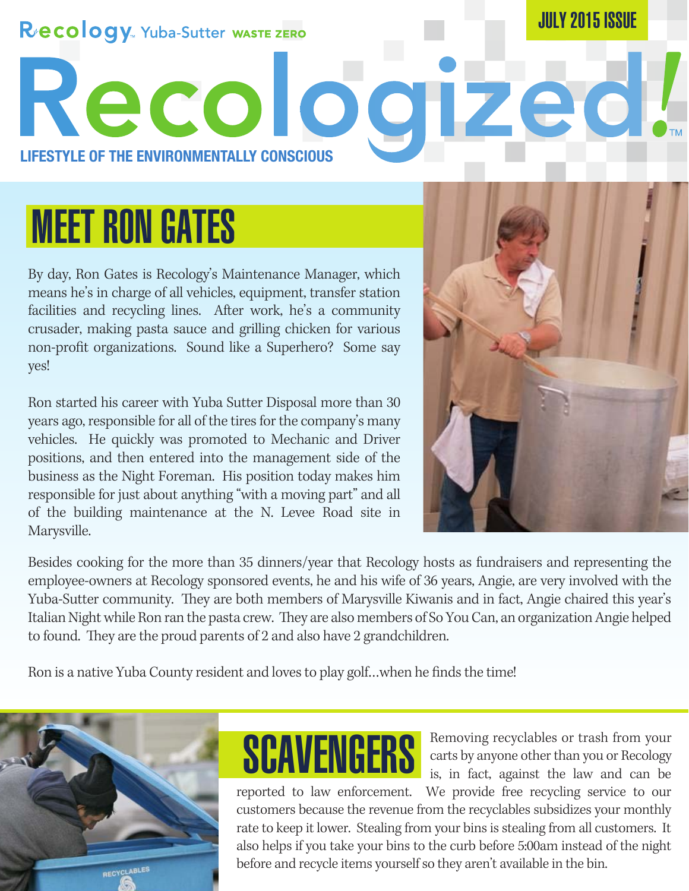Recology Yuba-Sutter WASTE ZERO

JULY 2015 ISSUE

# Recologized!™

LIFESTYLE OF THE ENVIRONMENTALLY CONSCIOUS

## MEET RON GATES

By day, Ron Gates is Recology's Maintenance Manager, which means he's in charge of all vehicles, equipment, transfer station facilities and recycling lines. After work, he's a community crusader, making pasta sauce and grilling chicken for various non-profit organizations. Sound like a Superhero? Some say yes!

Ron started his career with Yuba Sutter Disposal more than 30 years ago, responsible for all of the tires for the company's many vehicles. He quickly was promoted to Mechanic and Driver positions, and then entered into the management side of the business as the Night Foreman. His position today makes him responsible for just about anything "with a moving part" and all of the building maintenance at the N. Levee Road site in Marysville.

Besides cooking for the more than 35 dinners/year that Recology hosts as fundraisers and representing the employee-owners at Recology sponsored events, he and his wife of 36 years, Angie, are very involved with the Yuba-Sutter community. They are both members of Marysville Kiwanis and in fact, Angie chaired this year's Italian Night while Ron ran the pasta crew. They are also members of So You Can, an organization Angie helped to found. They are the proud parents of 2 and also have 2 grandchildren.

Ron is a native Yuba County resident and loves to play golf…when he finds the time!

## SCAVENGERS

Removing recyclables or trash from your carts by anyone other than you or Recology is, in fact, against the law and can be reported to law enforcement. We provide free recycling service to our customers because the revenue from the recyclables subsidizes your monthly rate to keep it lower. Stealing from your bins is stealing from all customers. It also helps if you take your bins to the curb before 5:00am instead of the night before and recycle items yourself so they aren't available in the bin.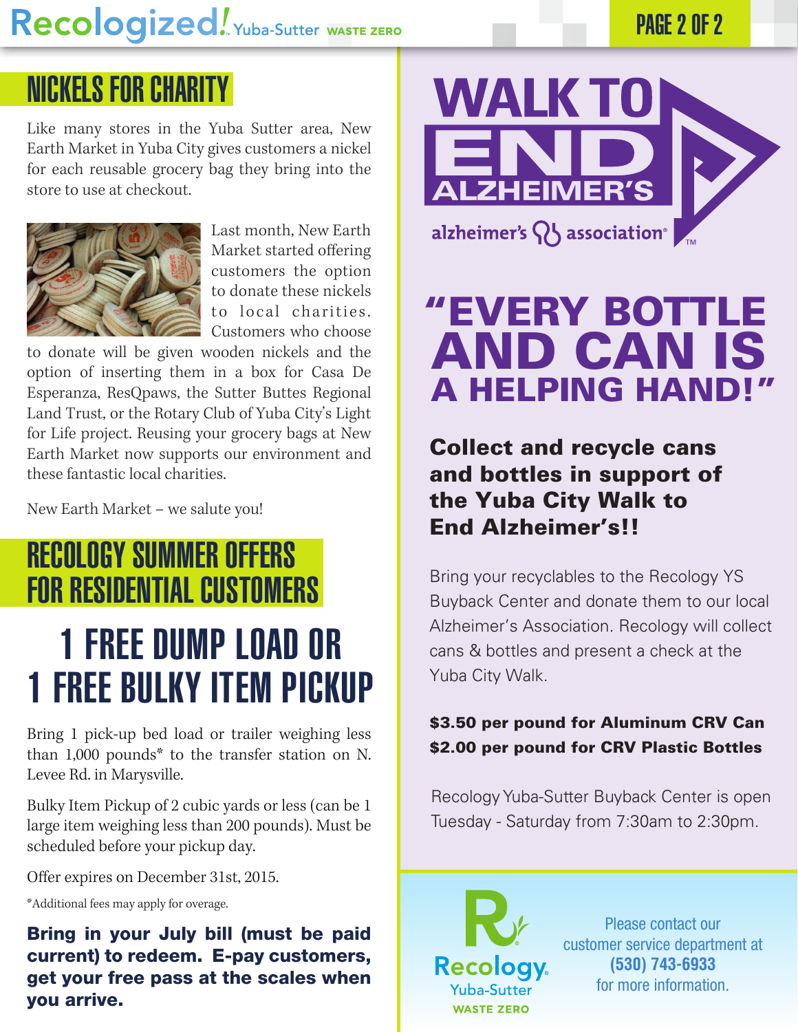## NICKELS FOR CHARITY

Like many stores in the Yuba Sutter area, New Earth Market in Yuba City gives customers a nickel for each reusable grocery bag they bring into the store to use at checkout.

Last month, New Earth Market started offering customers the option to donate these nickels to local charities. Customers who choose to donate will be given wooden nickels and the option of inserting them in a box for Casa De Esperanza, ResQpaws, the Sutter Buttes Regional Land Trust, or the Rotary Club of Yuba City's Light for Life project. Reusing your grocery bags at New Earth Market now supports our environment and these fantastic local charities.

New Earth Market – we salute you!

## RECOLOGY SUMMER OFFERS FOR RESIDENTIAL CUSTOMERS

# 1 FREE DUMP LOAD OR 1 FREE BULKY ITEM PICKUP

Bring 1 pick-up bed load or trailer weighing less than 1,000 pounds* to the transfer station on N. Levee Rd. in Marysville.

Bulky Item Pickup of 2 cubic yards or less (can be 1 large item weighing less than 200 pounds). Must be scheduled before your pickup day.

Offer expires on December 31st, 2015.

*Additional fees may apply for overage.

**Bring in your July bill (must be paid current) to redeem. E-pay customers, get your free pass at the scales when you arrive.**

# WALK TO END ALZHEIMER'S

alzheimer's association

# "EVERY BOTTLE AND CAN IS A HELPING HAND!"

### Collect and recycle cans and bottles in support of the Yuba City Walk to End Alzheimer's!!

Bring your recyclables to the Recology YS Buyback Center and donate them to our local Alzheimer's Association. Recology will collect cans & bottles and present a check at the Yuba City Walk.

**$3.50 per pound for Aluminum CRV Can**
**$2.00 per pound for CRV Plastic Bottles**

Recology Yuba-Sutter Buyback Center is open Tuesday - Saturday from 7:30am to 2:30pm.

Recology Yuba-Sutter WASTE ZERO

Please contact our customer service department at **(530) 743-6933** for more information.